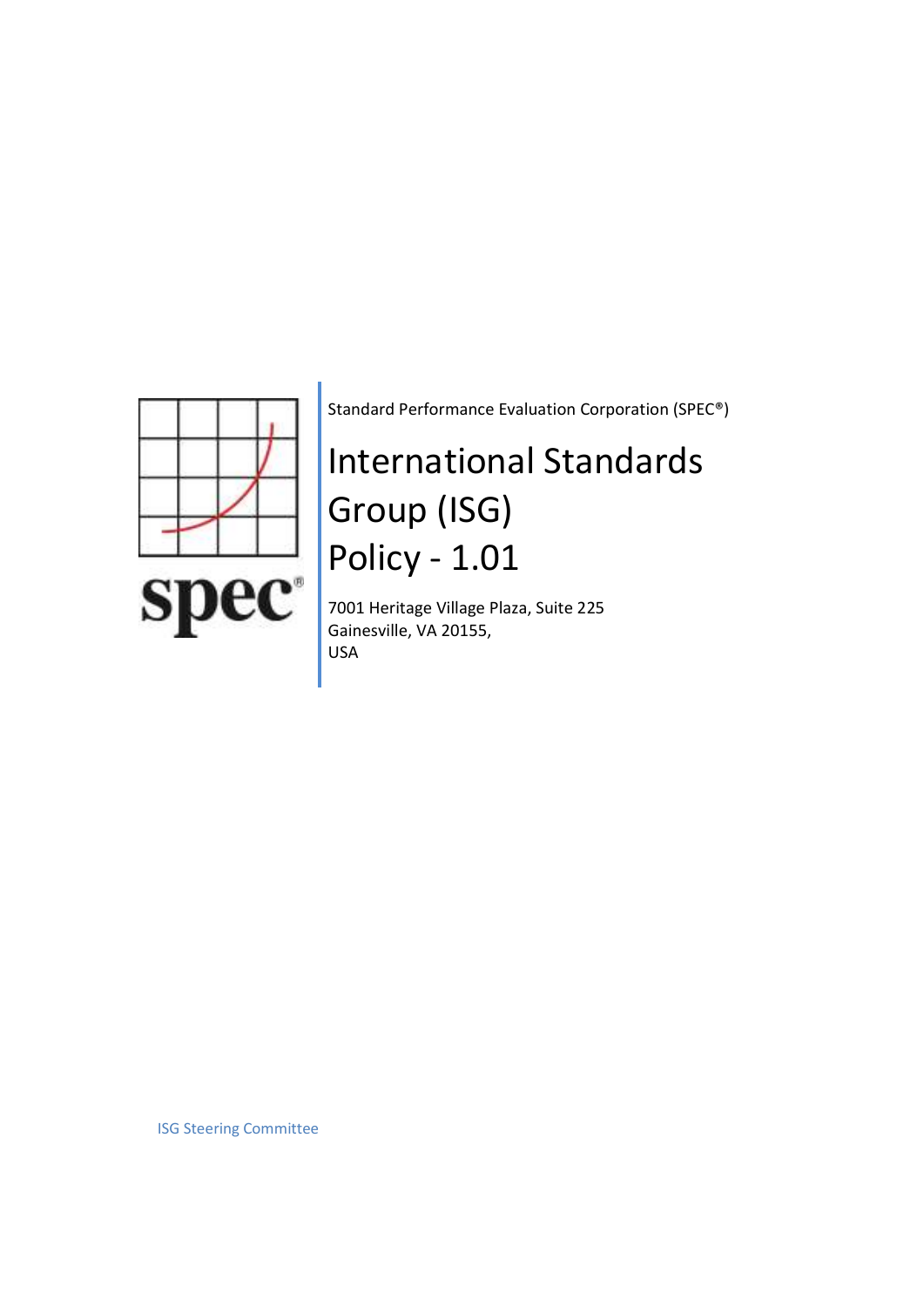Standard Performance Evaluation Corporation (SPEC®)

# International Standards Group (ISG) Policy - 1.01

7001 Heritage Village Plaza, Suite 225
Gainesville, VA 20155,
USA

ISG Steering Committee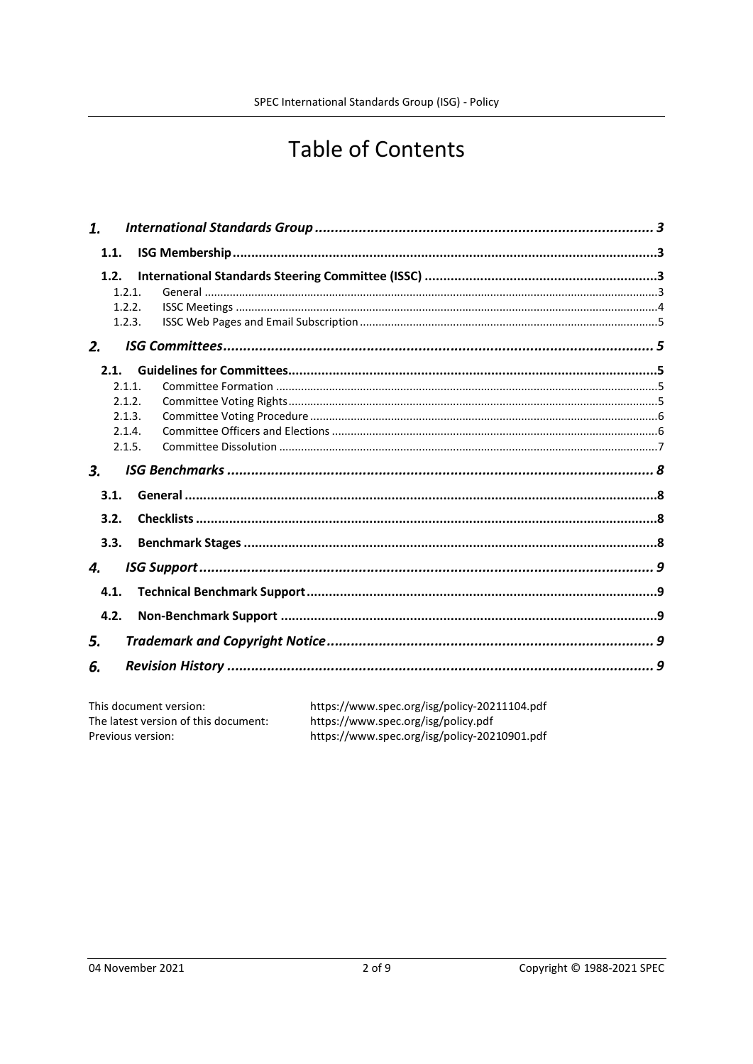# Table of Contents

- *1. International Standards Group* ... 3
  - 1.1. ISG Membership ... 3
  - 1.2. International Standards Steering Committee (ISSC) ... 3
    - 1.2.1. General ... 3
    - 1.2.2. ISSC Meetings ... 4
    - 1.2.3. ISSC Web Pages and Email Subscription ... 5
- *2. ISG Committees* ... 5
  - 2.1. Guidelines for Committees ... 5
    - 2.1.1. Committee Formation ... 5
    - 2.1.2. Committee Voting Rights ... 5
    - 2.1.3. Committee Voting Procedure ... 6
    - 2.1.4. Committee Officers and Elections ... 6
    - 2.1.5. Committee Dissolution ... 7
- *3. ISG Benchmarks* ... 8
  - 3.1. General ... 8
  - 3.2. Checklists ... 8
  - 3.3. Benchmark Stages ... 8
- *4. ISG Support* ... 9
  - 4.1. Technical Benchmark Support ... 9
  - 4.2. Non-Benchmark Support ... 9
- *5. Trademark and Copyright Notice* ... 9
- *6. Revision History* ... 9

This document version: https://www.spec.org/isg/policy-20211104.pdf
The latest version of this document: https://www.spec.org/isg/policy.pdf
Previous version: https://www.spec.org/isg/policy-20210901.pdf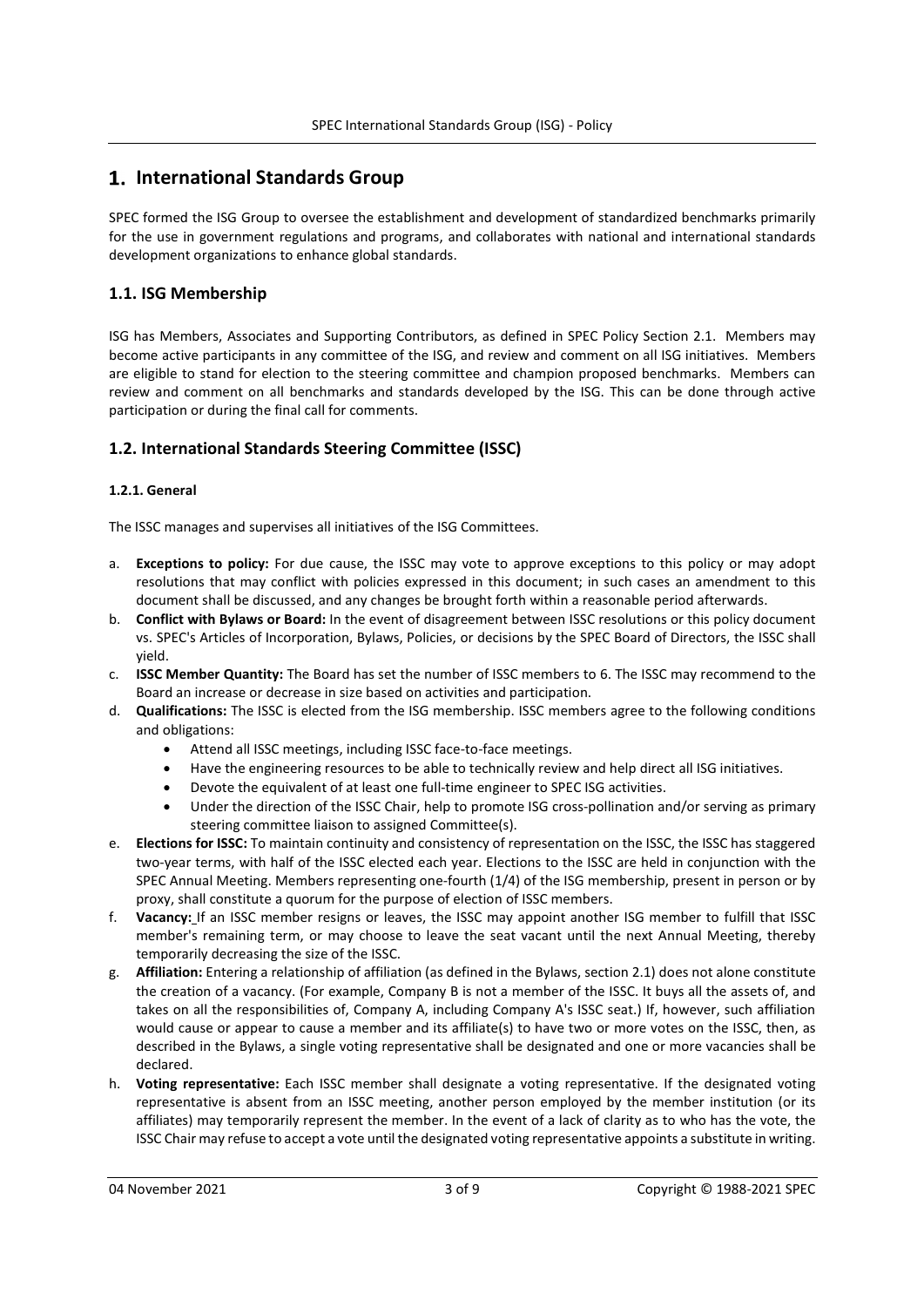# 1. International Standards Group

SPEC formed the ISG Group to oversee the establishment and development of standardized benchmarks primarily for the use in government regulations and programs, and collaborates with national and international standards development organizations to enhance global standards.

## 1.1. ISG Membership

ISG has Members, Associates and Supporting Contributors, as defined in SPEC Policy Section 2.1. Members may become active participants in any committee of the ISG, and review and comment on all ISG initiatives. Members are eligible to stand for election to the steering committee and champion proposed benchmarks. Members can review and comment on all benchmarks and standards developed by the ISG. This can be done through active participation or during the final call for comments.

## 1.2. International Standards Steering Committee (ISSC)

### 1.2.1. General

The ISSC manages and supervises all initiatives of the ISG Committees.

a. **Exceptions to policy:** For due cause, the ISSC may vote to approve exceptions to this policy or may adopt resolutions that may conflict with policies expressed in this document; in such cases an amendment to this document shall be discussed, and any changes be brought forth within a reasonable period afterwards.
b. **Conflict with Bylaws or Board:** In the event of disagreement between ISSC resolutions or this policy document vs. SPEC's Articles of Incorporation, Bylaws, Policies, or decisions by the SPEC Board of Directors, the ISSC shall yield.
c. **ISSC Member Quantity:** The Board has set the number of ISSC members to 6. The ISSC may recommend to the Board an increase or decrease in size based on activities and participation.
d. **Qualifications:** The ISSC is elected from the ISG membership. ISSC members agree to the following conditions and obligations:
    - Attend all ISSC meetings, including ISSC face-to-face meetings.
    - Have the engineering resources to be able to technically review and help direct all ISG initiatives.
    - Devote the equivalent of at least one full-time engineer to SPEC ISG activities.
    - Under the direction of the ISSC Chair, help to promote ISG cross-pollination and/or serving as primary steering committee liaison to assigned Committee(s).
e. **Elections for ISSC:** To maintain continuity and consistency of representation on the ISSC, the ISSC has staggered two-year terms, with half of the ISSC elected each year. Elections to the ISSC are held in conjunction with the SPEC Annual Meeting. Members representing one-fourth (1/4) of the ISG membership, present in person or by proxy, shall constitute a quorum for the purpose of election of ISSC members.
f. **Vacancy:** If an ISSC member resigns or leaves, the ISSC may appoint another ISG member to fulfill that ISSC member's remaining term, or may choose to leave the seat vacant until the next Annual Meeting, thereby temporarily decreasing the size of the ISSC.
g. **Affiliation:** Entering a relationship of affiliation (as defined in the Bylaws, section 2.1) does not alone constitute the creation of a vacancy. (For example, Company B is not a member of the ISSC. It buys all the assets of, and takes on all the responsibilities of, Company A, including Company A's ISSC seat.) If, however, such affiliation would cause or appear to cause a member and its affiliate(s) to have two or more votes on the ISSC, then, as described in the Bylaws, a single voting representative shall be designated and one or more vacancies shall be declared.
h. **Voting representative:** Each ISSC member shall designate a voting representative. If the designated voting representative is absent from an ISSC meeting, another person employed by the member institution (or its affiliates) may temporarily represent the member. In the event of a lack of clarity as to who has the vote, the ISSC Chair may refuse to accept a vote until the designated voting representative appoints a substitute in writing.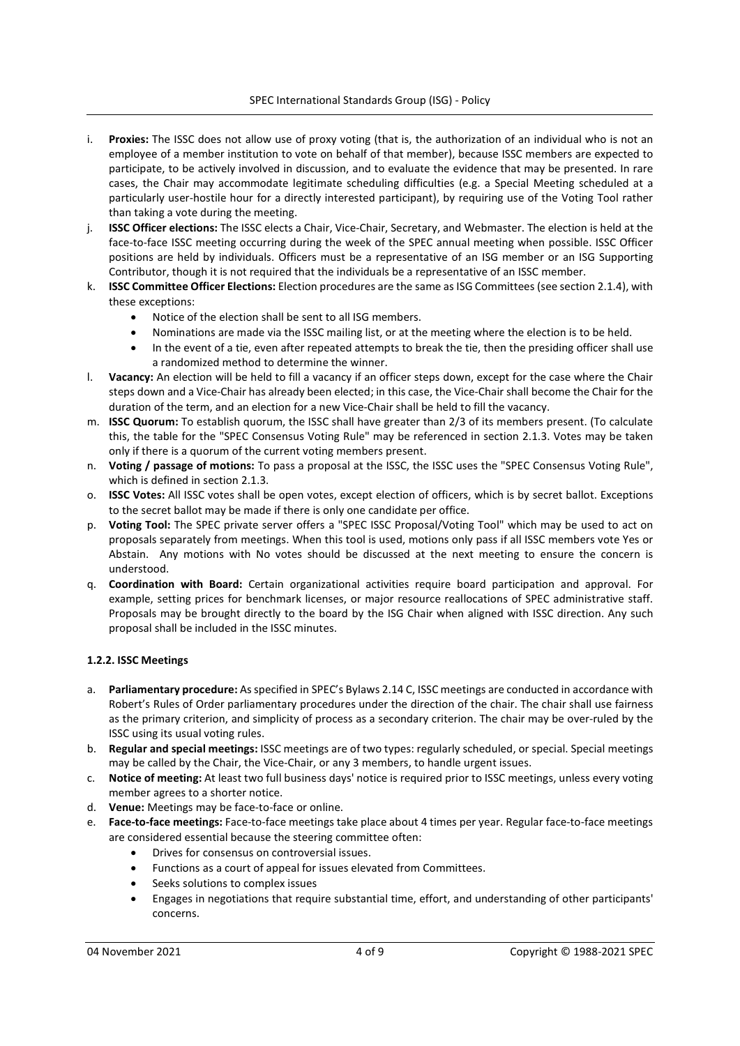i. **Proxies:** The ISSC does not allow use of proxy voting (that is, the authorization of an individual who is not an employee of a member institution to vote on behalf of that member), because ISSC members are expected to participate, to be actively involved in discussion, and to evaluate the evidence that may be presented. In rare cases, the Chair may accommodate legitimate scheduling difficulties (e.g. a Special Meeting scheduled at a particularly user-hostile hour for a directly interested participant), by requiring use of the Voting Tool rather than taking a vote during the meeting.

j. **ISSC Officer elections:** The ISSC elects a Chair, Vice-Chair, Secretary, and Webmaster. The election is held at the face-to-face ISSC meeting occurring during the week of the SPEC annual meeting when possible. ISSC Officer positions are held by individuals. Officers must be a representative of an ISG member or an ISG Supporting Contributor, though it is not required that the individuals be a representative of an ISSC member.

k. **ISSC Committee Officer Elections:** Election procedures are the same as ISG Committees (see section 2.1.4), with these exceptions:
   - Notice of the election shall be sent to all ISG members.
   - Nominations are made via the ISSC mailing list, or at the meeting where the election is to be held.
   - In the event of a tie, even after repeated attempts to break the tie, then the presiding officer shall use a randomized method to determine the winner.

l. **Vacancy:** An election will be held to fill a vacancy if an officer steps down, except for the case where the Chair steps down and a Vice-Chair has already been elected; in this case, the Vice-Chair shall become the Chair for the duration of the term, and an election for a new Vice-Chair shall be held to fill the vacancy.

m. **ISSC Quorum:** To establish quorum, the ISSC shall have greater than 2/3 of its members present. (To calculate this, the table for the "SPEC Consensus Voting Rule" may be referenced in section 2.1.3. Votes may be taken only if there is a quorum of the current voting members present.

n. **Voting / passage of motions:** To pass a proposal at the ISSC, the ISSC uses the "SPEC Consensus Voting Rule", which is defined in section 2.1.3.

o. **ISSC Votes:** All ISSC votes shall be open votes, except election of officers, which is by secret ballot. Exceptions to the secret ballot may be made if there is only one candidate per office.

p. **Voting Tool:** The SPEC private server offers a "SPEC ISSC Proposal/Voting Tool" which may be used to act on proposals separately from meetings. When this tool is used, motions only pass if all ISSC members vote Yes or Abstain. Any motions with No votes should be discussed at the next meeting to ensure the concern is understood.

q. **Coordination with Board:** Certain organizational activities require board participation and approval. For example, setting prices for benchmark licenses, or major resource reallocations of SPEC administrative staff. Proposals may be brought directly to the board by the ISG Chair when aligned with ISSC direction. Any such proposal shall be included in the ISSC minutes.

#### 1.2.2. ISSC Meetings

a. **Parliamentary procedure:** As specified in SPEC's Bylaws 2.14 C, ISSC meetings are conducted in accordance with Robert's Rules of Order parliamentary procedures under the direction of the chair. The chair shall use fairness as the primary criterion, and simplicity of process as a secondary criterion. The chair may be over-ruled by the ISSC using its usual voting rules.

b. **Regular and special meetings:** ISSC meetings are of two types: regularly scheduled, or special. Special meetings may be called by the Chair, the Vice-Chair, or any 3 members, to handle urgent issues.

c. **Notice of meeting:** At least two full business days' notice is required prior to ISSC meetings, unless every voting member agrees to a shorter notice.

d. **Venue:** Meetings may be face-to-face or online.

e. **Face-to-face meetings:** Face-to-face meetings take place about 4 times per year. Regular face-to-face meetings are considered essential because the steering committee often:
   - Drives for consensus on controversial issues.
   - Functions as a court of appeal for issues elevated from Committees.
   - Seeks solutions to complex issues
   - Engages in negotiations that require substantial time, effort, and understanding of other participants' concerns.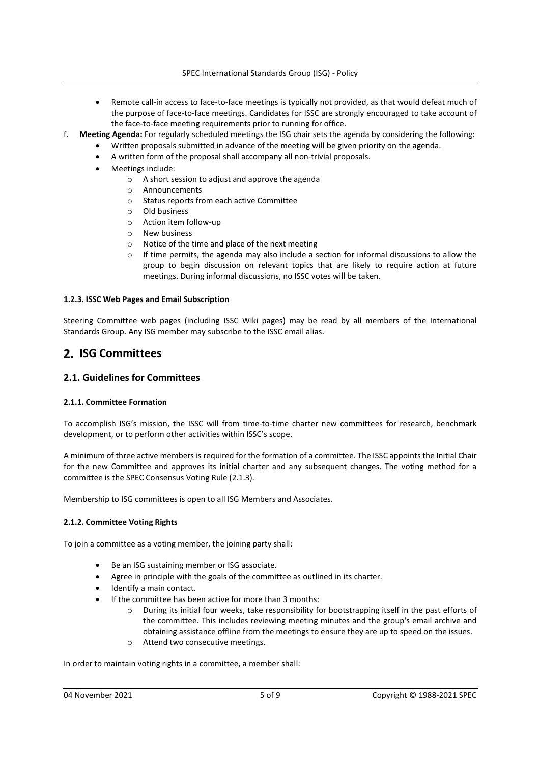- Remote call-in access to face-to-face meetings is typically not provided, as that would defeat much of the purpose of face-to-face meetings. Candidates for ISSC are strongly encouraged to take account of the face-to-face meeting requirements prior to running for office.

f. **Meeting Agenda:** For regularly scheduled meetings the ISG chair sets the agenda by considering the following:
  - Written proposals submitted in advance of the meeting will be given priority on the agenda.
  - A written form of the proposal shall accompany all non-trivial proposals.
  - Meetings include:
    - A short session to adjust and approve the agenda
    - Announcements
    - Status reports from each active Committee
    - Old business
    - Action item follow-up
    - New business
    - Notice of the time and place of the next meeting
    - If time permits, the agenda may also include a section for informal discussions to allow the group to begin discussion on relevant topics that are likely to require action at future meetings. During informal discussions, no ISSC votes will be taken.

#### 1.2.3. ISSC Web Pages and Email Subscription

Steering Committee web pages (including ISSC Wiki pages) may be read by all members of the International Standards Group. Any ISG member may subscribe to the ISSC email alias.

# 2. ISG Committees

## 2.1. Guidelines for Committees

#### 2.1.1. Committee Formation

To accomplish ISG's mission, the ISSC will from time-to-time charter new committees for research, benchmark development, or to perform other activities within ISSC's scope.

A minimum of three active members is required for the formation of a committee. The ISSC appoints the Initial Chair for the new Committee and approves its initial charter and any subsequent changes. The voting method for a committee is the SPEC Consensus Voting Rule (2.1.3).

Membership to ISG committees is open to all ISG Members and Associates.

#### 2.1.2. Committee Voting Rights

To join a committee as a voting member, the joining party shall:

- Be an ISG sustaining member or ISG associate.
- Agree in principle with the goals of the committee as outlined in its charter.
- Identify a main contact.
- If the committee has been active for more than 3 months:
  - During its initial four weeks, take responsibility for bootstrapping itself in the past efforts of the committee. This includes reviewing meeting minutes and the group's email archive and obtaining assistance offline from the meetings to ensure they are up to speed on the issues.
  - Attend two consecutive meetings.

In order to maintain voting rights in a committee, a member shall: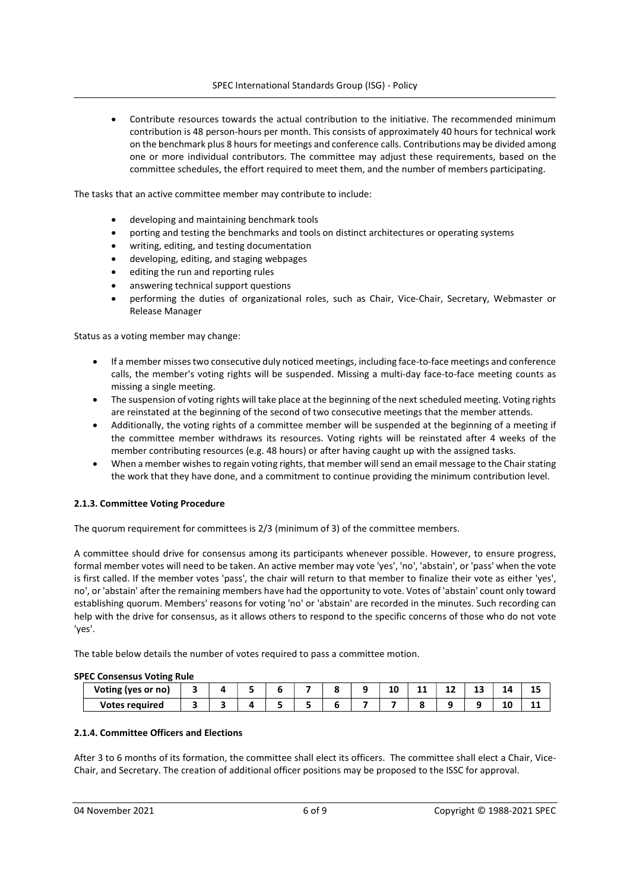- Contribute resources towards the actual contribution to the initiative. The recommended minimum contribution is 48 person-hours per month. This consists of approximately 40 hours for technical work on the benchmark plus 8 hours for meetings and conference calls. Contributions may be divided among one or more individual contributors. The committee may adjust these requirements, based on the committee schedules, the effort required to meet them, and the number of members participating.

The tasks that an active committee member may contribute to include:

- developing and maintaining benchmark tools
- porting and testing the benchmarks and tools on distinct architectures or operating systems
- writing, editing, and testing documentation
- developing, editing, and staging webpages
- editing the run and reporting rules
- answering technical support questions
- performing the duties of organizational roles, such as Chair, Vice-Chair, Secretary, Webmaster or Release Manager

Status as a voting member may change:

- If a member misses two consecutive duly noticed meetings, including face-to-face meetings and conference calls, the member's voting rights will be suspended. Missing a multi-day face-to-face meeting counts as missing a single meeting.
- The suspension of voting rights will take place at the beginning of the next scheduled meeting. Voting rights are reinstated at the beginning of the second of two consecutive meetings that the member attends.
- Additionally, the voting rights of a committee member will be suspended at the beginning of a meeting if the committee member withdraws its resources. Voting rights will be reinstated after 4 weeks of the member contributing resources (e.g. 48 hours) or after having caught up with the assigned tasks.
- When a member wishes to regain voting rights, that member will send an email message to the Chair stating the work that they have done, and a commitment to continue providing the minimum contribution level.

#### 2.1.3. Committee Voting Procedure

The quorum requirement for committees is 2/3 (minimum of 3) of the committee members.

A committee should drive for consensus among its participants whenever possible. However, to ensure progress, formal member votes will need to be taken. An active member may vote 'yes', 'no', 'abstain', or 'pass' when the vote is first called. If the member votes 'pass', the chair will return to that member to finalize their vote as either 'yes', no', or 'abstain' after the remaining members have had the opportunity to vote. Votes of 'abstain' count only toward establishing quorum. Members' reasons for voting 'no' or 'abstain' are recorded in the minutes. Such recording can help with the drive for consensus, as it allows others to respond to the specific concerns of those who do not vote 'yes'.

The table below details the number of votes required to pass a committee motion.

**SPEC Consensus Voting Rule**

| Voting (yes or no) | 3 | 4 | 5 | 6 | 7 | 8 | 9 | 10 | 11 | 12 | 13 | 14 | 15 |
|---|---|---|---|---|---|---|---|---|---|---|---|---|---|
| Votes required | 3 | 3 | 4 | 5 | 5 | 6 | 7 | 7 | 8 | 9 | 9 | 10 | 11 |

#### 2.1.4. Committee Officers and Elections

After 3 to 6 months of its formation, the committee shall elect its officers. The committee shall elect a Chair, Vice-Chair, and Secretary. The creation of additional officer positions may be proposed to the ISSC for approval.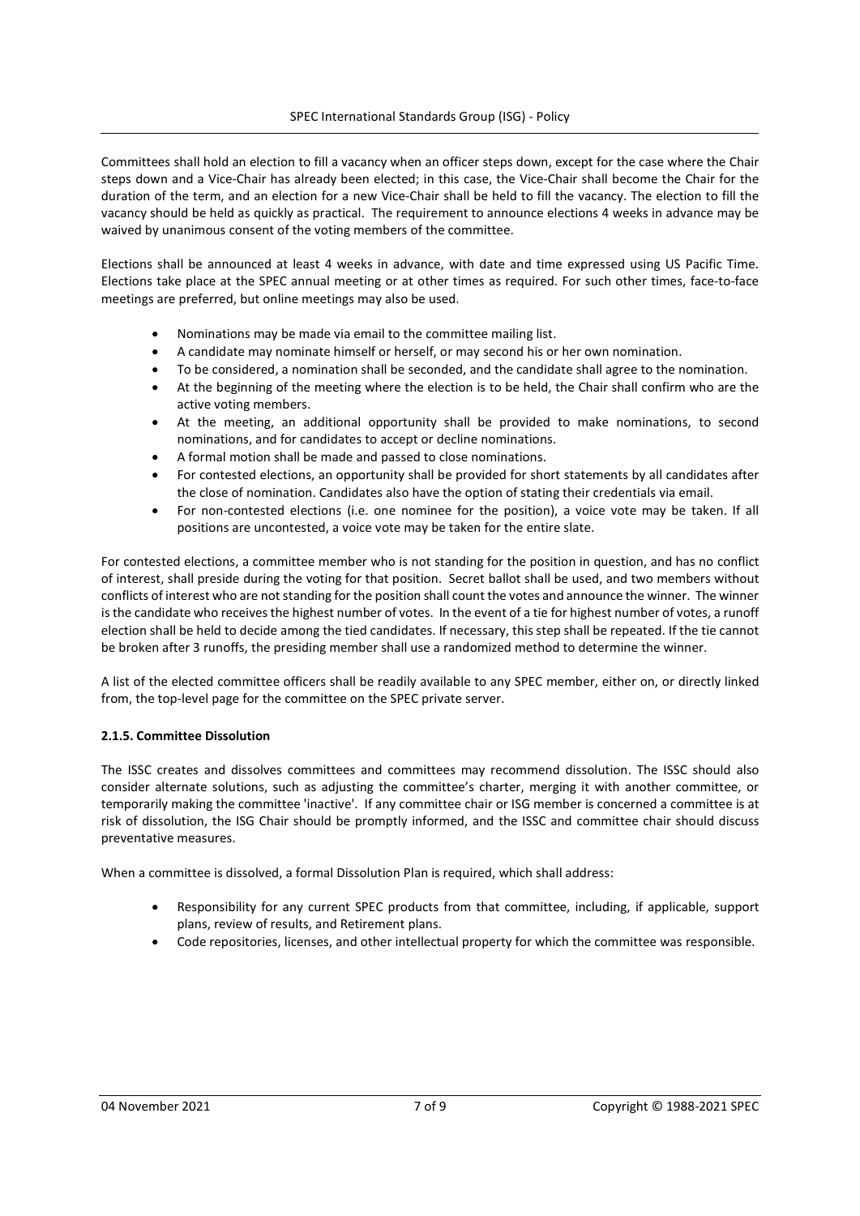Committees shall hold an election to fill a vacancy when an officer steps down, except for the case where the Chair steps down and a Vice-Chair has already been elected; in this case, the Vice-Chair shall become the Chair for the duration of the term, and an election for a new Vice-Chair shall be held to fill the vacancy. The election to fill the vacancy should be held as quickly as practical. The requirement to announce elections 4 weeks in advance may be waived by unanimous consent of the voting members of the committee.

Elections shall be announced at least 4 weeks in advance, with date and time expressed using US Pacific Time. Elections take place at the SPEC annual meeting or at other times as required. For such other times, face-to-face meetings are preferred, but online meetings may also be used.

- Nominations may be made via email to the committee mailing list.
- A candidate may nominate himself or herself, or may second his or her own nomination.
- To be considered, a nomination shall be seconded, and the candidate shall agree to the nomination.
- At the beginning of the meeting where the election is to be held, the Chair shall confirm who are the active voting members.
- At the meeting, an additional opportunity shall be provided to make nominations, to second nominations, and for candidates to accept or decline nominations.
- A formal motion shall be made and passed to close nominations.
- For contested elections, an opportunity shall be provided for short statements by all candidates after the close of nomination. Candidates also have the option of stating their credentials via email.
- For non-contested elections (i.e. one nominee for the position), a voice vote may be taken. If all positions are uncontested, a voice vote may be taken for the entire slate.

For contested elections, a committee member who is not standing for the position in question, and has no conflict of interest, shall preside during the voting for that position. Secret ballot shall be used, and two members without conflicts of interest who are not standing for the position shall count the votes and announce the winner. The winner is the candidate who receives the highest number of votes. In the event of a tie for highest number of votes, a runoff election shall be held to decide among the tied candidates. If necessary, this step shall be repeated. If the tie cannot be broken after 3 runoffs, the presiding member shall use a randomized method to determine the winner.

A list of the elected committee officers shall be readily available to any SPEC member, either on, or directly linked from, the top-level page for the committee on the SPEC private server.

#### 2.1.5. Committee Dissolution

The ISSC creates and dissolves committees and committees may recommend dissolution. The ISSC should also consider alternate solutions, such as adjusting the committee's charter, merging it with another committee, or temporarily making the committee 'inactive'. If any committee chair or ISG member is concerned a committee is at risk of dissolution, the ISG Chair should be promptly informed, and the ISSC and committee chair should discuss preventative measures.

When a committee is dissolved, a formal Dissolution Plan is required, which shall address:

- Responsibility for any current SPEC products from that committee, including, if applicable, support plans, review of results, and Retirement plans.
- Code repositories, licenses, and other intellectual property for which the committee was responsible.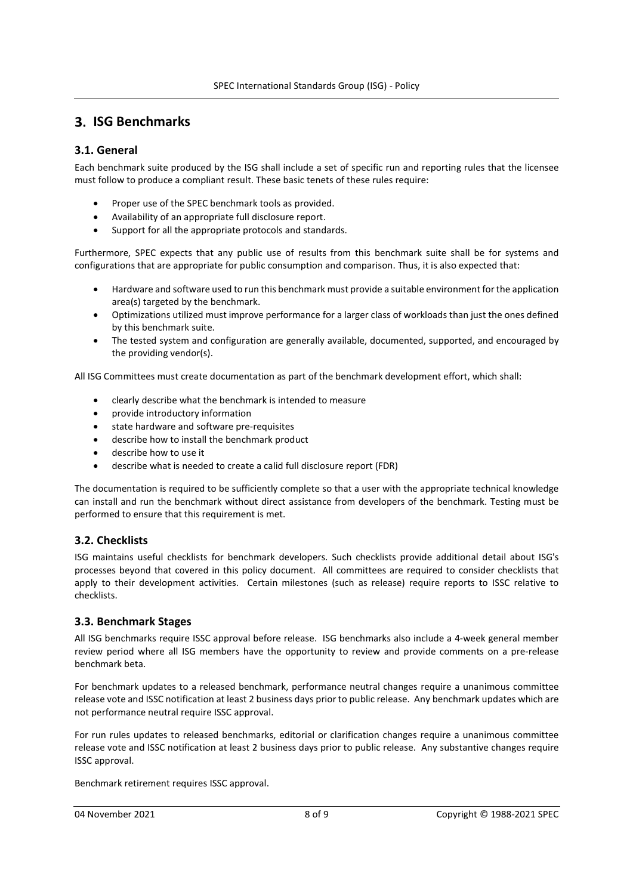# 3. ISG Benchmarks

## 3.1. General

Each benchmark suite produced by the ISG shall include a set of specific run and reporting rules that the licensee must follow to produce a compliant result. These basic tenets of these rules require:

- Proper use of the SPEC benchmark tools as provided.
- Availability of an appropriate full disclosure report.
- Support for all the appropriate protocols and standards.

Furthermore, SPEC expects that any public use of results from this benchmark suite shall be for systems and configurations that are appropriate for public consumption and comparison. Thus, it is also expected that:

- Hardware and software used to run this benchmark must provide a suitable environment for the application area(s) targeted by the benchmark.
- Optimizations utilized must improve performance for a larger class of workloads than just the ones defined by this benchmark suite.
- The tested system and configuration are generally available, documented, supported, and encouraged by the providing vendor(s).

All ISG Committees must create documentation as part of the benchmark development effort, which shall:

- clearly describe what the benchmark is intended to measure
- provide introductory information
- state hardware and software pre-requisites
- describe how to install the benchmark product
- describe how to use it
- describe what is needed to create a calid full disclosure report (FDR)

The documentation is required to be sufficiently complete so that a user with the appropriate technical knowledge can install and run the benchmark without direct assistance from developers of the benchmark. Testing must be performed to ensure that this requirement is met.

## 3.2. Checklists

ISG maintains useful checklists for benchmark developers. Such checklists provide additional detail about ISG's processes beyond that covered in this policy document. All committees are required to consider checklists that apply to their development activities. Certain milestones (such as release) require reports to ISSC relative to checklists.

## 3.3. Benchmark Stages

All ISG benchmarks require ISSC approval before release. ISG benchmarks also include a 4-week general member review period where all ISG members have the opportunity to review and provide comments on a pre-release benchmark beta.

For benchmark updates to a released benchmark, performance neutral changes require a unanimous committee release vote and ISSC notification at least 2 business days prior to public release. Any benchmark updates which are not performance neutral require ISSC approval.

For run rules updates to released benchmarks, editorial or clarification changes require a unanimous committee release vote and ISSC notification at least 2 business days prior to public release. Any substantive changes require ISSC approval.

Benchmark retirement requires ISSC approval.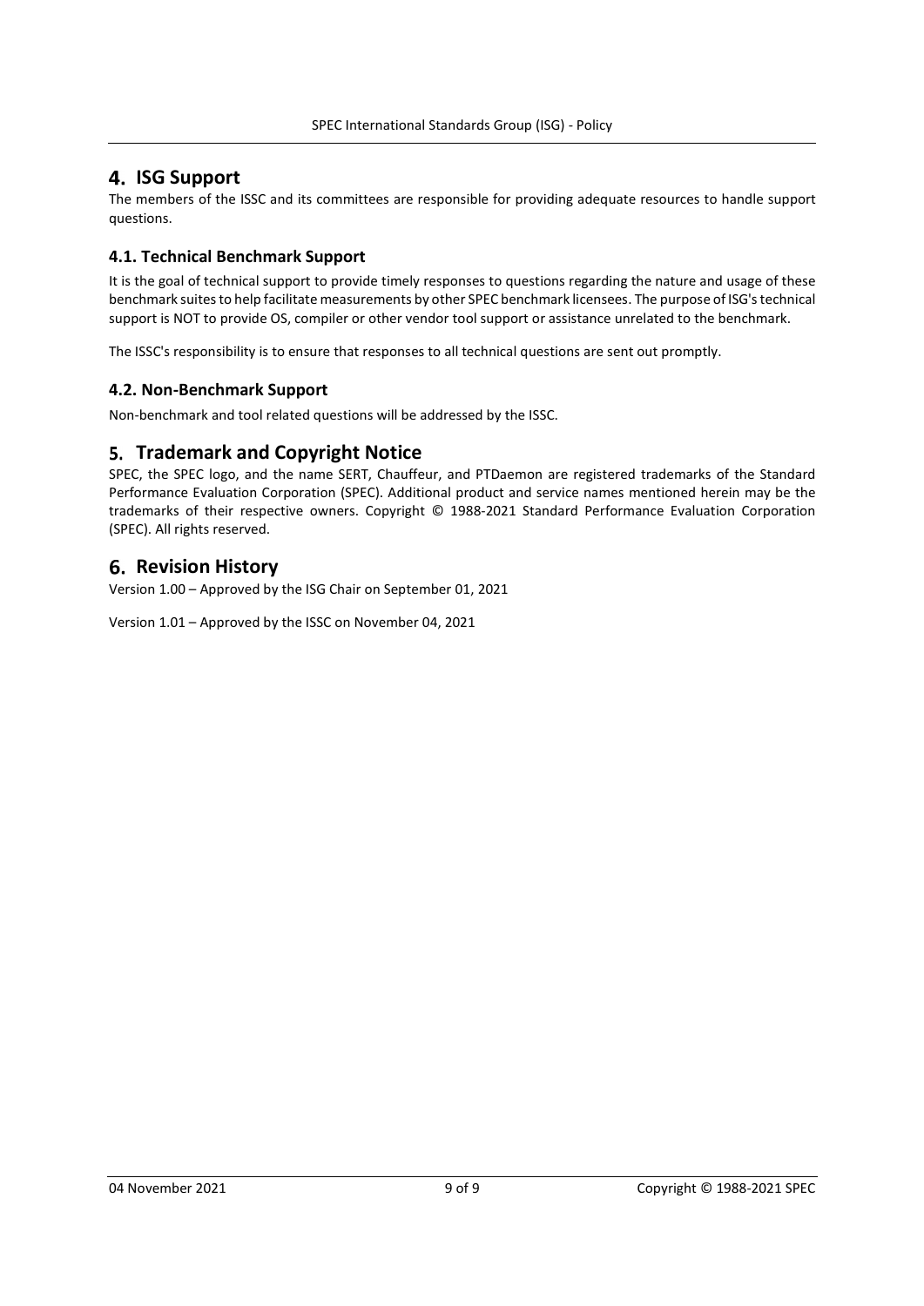## 4. ISG Support

The members of the ISSC and its committees are responsible for providing adequate resources to handle support questions.

### 4.1. Technical Benchmark Support

It is the goal of technical support to provide timely responses to questions regarding the nature and usage of these benchmark suites to help facilitate measurements by other SPEC benchmark licensees. The purpose of ISG's technical support is NOT to provide OS, compiler or other vendor tool support or assistance unrelated to the benchmark.

The ISSC's responsibility is to ensure that responses to all technical questions are sent out promptly.

### 4.2. Non-Benchmark Support

Non-benchmark and tool related questions will be addressed by the ISSC.

## 5. Trademark and Copyright Notice

SPEC, the SPEC logo, and the name SERT, Chauffeur, and PTDaemon are registered trademarks of the Standard Performance Evaluation Corporation (SPEC). Additional product and service names mentioned herein may be the trademarks of their respective owners. Copyright © 1988-2021 Standard Performance Evaluation Corporation (SPEC). All rights reserved.

## 6. Revision History

Version 1.00 – Approved by the ISG Chair on September 01, 2021

Version 1.01 – Approved by the ISSC on November 04, 2021